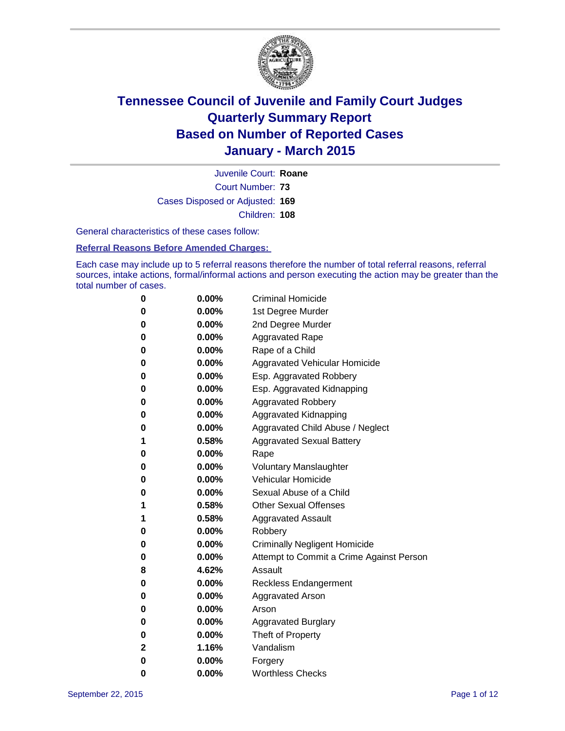# Tennessee Council of Juvenile and Family Court Judges
## Quarterly Summary Report
## Based on Number of Reported Cases
## January - March 2015

Juvenile Court: **Roane**

Court Number: **73**

Cases Disposed or Adjusted: **169**

Children: **108**

General characteristics of these cases follow:

**Referral Reasons Before Amended Charges:**

Each case may include up to 5 referral reasons therefore the number of total referral reasons, referral sources, intake actions, formal/informal actions and person executing the action may be greater than the total number of cases.

| Count | Percent | Referral Reason |
|---|---|---|
| 0 | 0.00% | Criminal Homicide |
| 0 | 0.00% | 1st Degree Murder |
| 0 | 0.00% | 2nd Degree Murder |
| 0 | 0.00% | Aggravated Rape |
| 0 | 0.00% | Rape of a Child |
| 0 | 0.00% | Aggravated Vehicular Homicide |
| 0 | 0.00% | Esp. Aggravated Robbery |
| 0 | 0.00% | Esp. Aggravated Kidnapping |
| 0 | 0.00% | Aggravated Robbery |
| 0 | 0.00% | Aggravated Kidnapping |
| 0 | 0.00% | Aggravated Child Abuse / Neglect |
| 1 | 0.58% | Aggravated Sexual Battery |
| 0 | 0.00% | Rape |
| 0 | 0.00% | Voluntary Manslaughter |
| 0 | 0.00% | Vehicular Homicide |
| 0 | 0.00% | Sexual Abuse of a Child |
| 1 | 0.58% | Other Sexual Offenses |
| 1 | 0.58% | Aggravated Assault |
| 0 | 0.00% | Robbery |
| 0 | 0.00% | Criminally Negligent Homicide |
| 0 | 0.00% | Attempt to Commit a Crime Against Person |
| 8 | 4.62% | Assault |
| 0 | 0.00% | Reckless Endangerment |
| 0 | 0.00% | Aggravated Arson |
| 0 | 0.00% | Arson |
| 0 | 0.00% | Aggravated Burglary |
| 0 | 0.00% | Theft of Property |
| 2 | 1.16% | Vandalism |
| 0 | 0.00% | Forgery |
| 0 | 0.00% | Worthless Checks |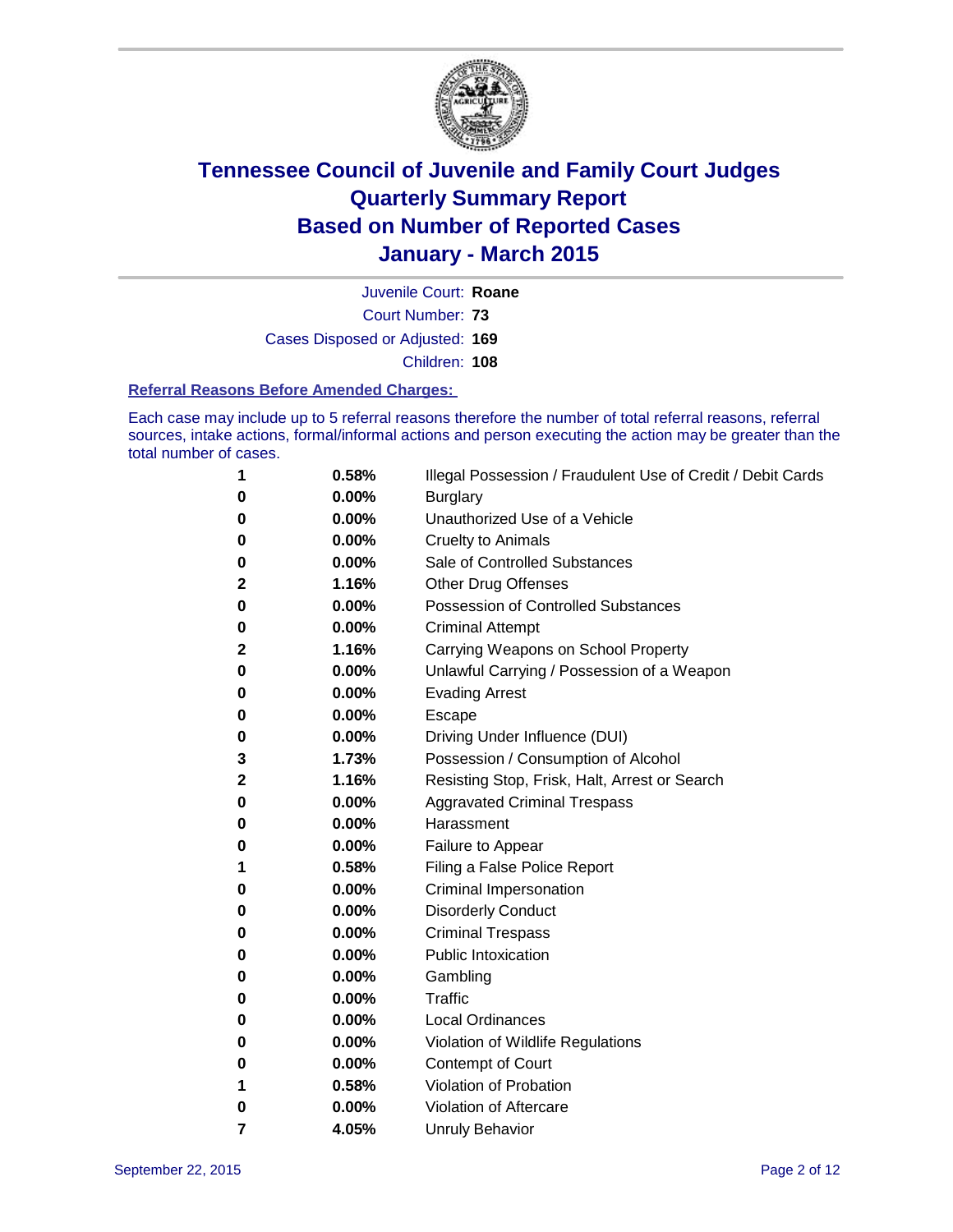# Tennessee Council of Juvenile and Family Court Judges
# Quarterly Summary Report
# Based on Number of Reported Cases
# January - March 2015

Juvenile Court: **Roane**

Court Number: **73**

Cases Disposed or Adjusted: **169**

Children: **108**

**Referral Reasons Before Amended Charges:**

Each case may include up to 5 referral reasons therefore the number of total referral reasons, referral sources, intake actions, formal/informal actions and person executing the action may be greater than the total number of cases.

| | | |
|---|---|---|
| **1** | **0.58%** | Illegal Possession / Fraudulent Use of Credit / Debit Cards |
| **0** | **0.00%** | Burglary |
| **0** | **0.00%** | Unauthorized Use of a Vehicle |
| **0** | **0.00%** | Cruelty to Animals |
| **0** | **0.00%** | Sale of Controlled Substances |
| **2** | **1.16%** | Other Drug Offenses |
| **0** | **0.00%** | Possession of Controlled Substances |
| **0** | **0.00%** | Criminal Attempt |
| **2** | **1.16%** | Carrying Weapons on School Property |
| **0** | **0.00%** | Unlawful Carrying / Possession of a Weapon |
| **0** | **0.00%** | Evading Arrest |
| **0** | **0.00%** | Escape |
| **0** | **0.00%** | Driving Under Influence (DUI) |
| **3** | **1.73%** | Possession / Consumption of Alcohol |
| **2** | **1.16%** | Resisting Stop, Frisk, Halt, Arrest or Search |
| **0** | **0.00%** | Aggravated Criminal Trespass |
| **0** | **0.00%** | Harassment |
| **0** | **0.00%** | Failure to Appear |
| **1** | **0.58%** | Filing a False Police Report |
| **0** | **0.00%** | Criminal Impersonation |
| **0** | **0.00%** | Disorderly Conduct |
| **0** | **0.00%** | Criminal Trespass |
| **0** | **0.00%** | Public Intoxication |
| **0** | **0.00%** | Gambling |
| **0** | **0.00%** | Traffic |
| **0** | **0.00%** | Local Ordinances |
| **0** | **0.00%** | Violation of Wildlife Regulations |
| **0** | **0.00%** | Contempt of Court |
| **1** | **0.58%** | Violation of Probation |
| **0** | **0.00%** | Violation of Aftercare |
| **7** | **4.05%** | Unruly Behavior |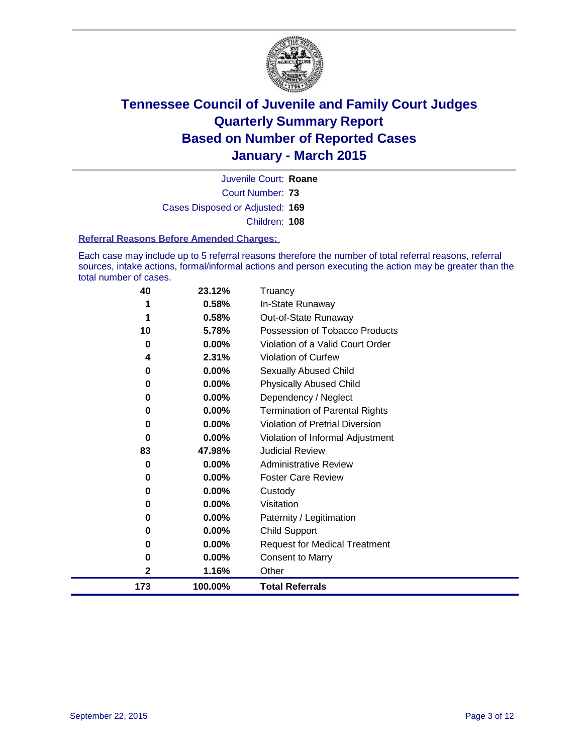# Tennessee Council of Juvenile and Family Court Judges
## Quarterly Summary Report
## Based on Number of Reported Cases
## January - March 2015

Juvenile Court: **Roane**

Court Number: **73**

Cases Disposed or Adjusted: **169**

Children: **108**

### Referral Reasons Before Amended Charges:

Each case may include up to 5 referral reasons therefore the number of total referral reasons, referral sources, intake actions, formal/informal actions and person executing the action may be greater than the total number of cases.

| Count | Percent | Referral Reason |
|---|---|---|
| 40 | 23.12% | Truancy |
| 1 | 0.58% | In-State Runaway |
| 1 | 0.58% | Out-of-State Runaway |
| 10 | 5.78% | Possession of Tobacco Products |
| 0 | 0.00% | Violation of a Valid Court Order |
| 4 | 2.31% | Violation of Curfew |
| 0 | 0.00% | Sexually Abused Child |
| 0 | 0.00% | Physically Abused Child |
| 0 | 0.00% | Dependency / Neglect |
| 0 | 0.00% | Termination of Parental Rights |
| 0 | 0.00% | Violation of Pretrial Diversion |
| 0 | 0.00% | Violation of Informal Adjustment |
| 83 | 47.98% | Judicial Review |
| 0 | 0.00% | Administrative Review |
| 0 | 0.00% | Foster Care Review |
| 0 | 0.00% | Custody |
| 0 | 0.00% | Visitation |
| 0 | 0.00% | Paternity / Legitimation |
| 0 | 0.00% | Child Support |
| 0 | 0.00% | Request for Medical Treatment |
| 0 | 0.00% | Consent to Marry |
| 2 | 1.16% | Other |
| **173** | **100.00%** | **Total Referrals** |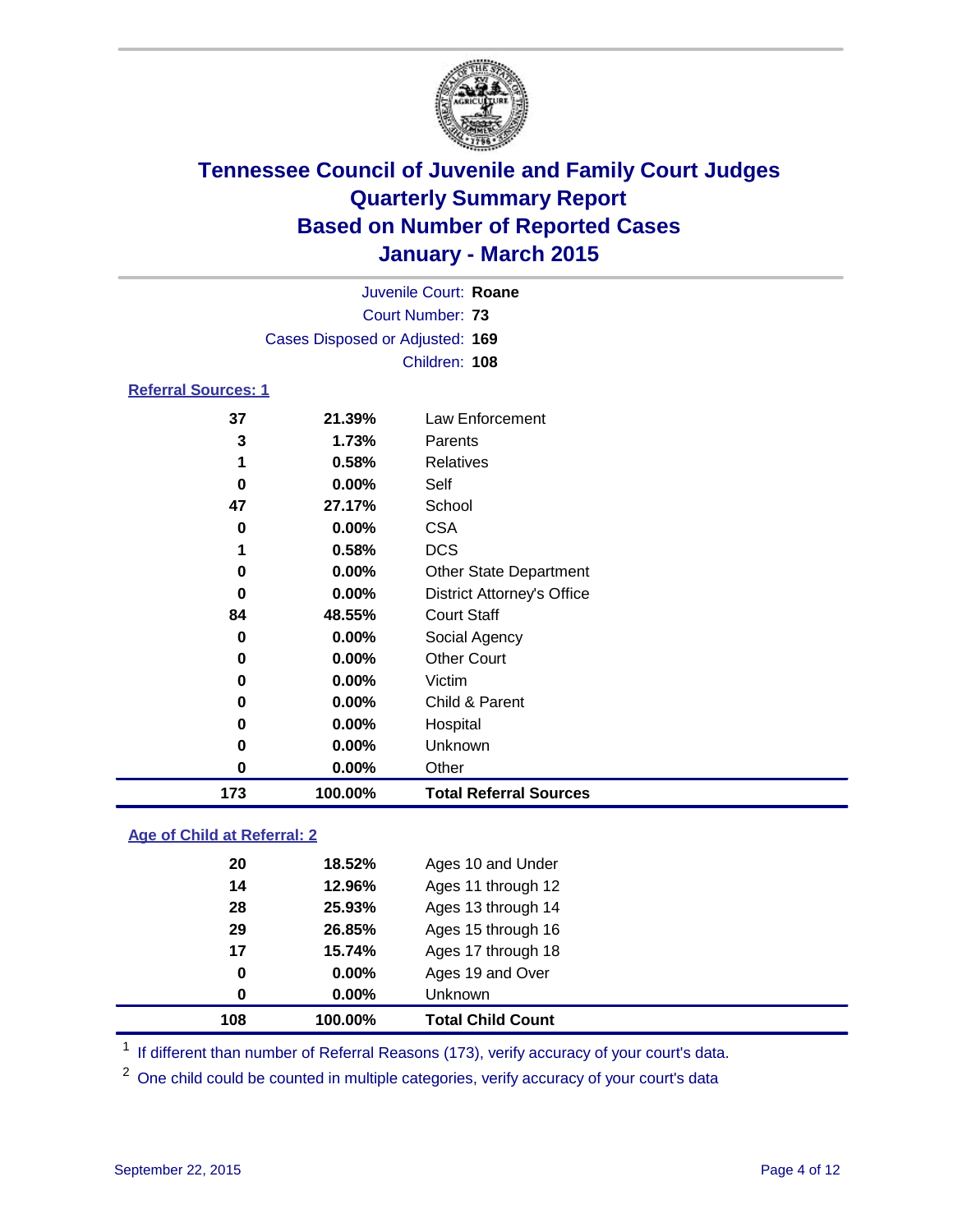# Tennessee Council of Juvenile and Family Court Judges
## Quarterly Summary Report
## Based on Number of Reported Cases
## January - March 2015

Juvenile Court: **Roane**

Court Number: **73**

Cases Disposed or Adjusted: **169**

Children: **108**

### Referral Sources: 1

| | | |
|---|---|---|
| 37 | 21.39% | Law Enforcement |
| 3 | 1.73% | Parents |
| 1 | 0.58% | Relatives |
| 0 | 0.00% | Self |
| 47 | 27.17% | School |
| 0 | 0.00% | CSA |
| 1 | 0.58% | DCS |
| 0 | 0.00% | Other State Department |
| 0 | 0.00% | District Attorney's Office |
| 84 | 48.55% | Court Staff |
| 0 | 0.00% | Social Agency |
| 0 | 0.00% | Other Court |
| 0 | 0.00% | Victim |
| 0 | 0.00% | Child & Parent |
| 0 | 0.00% | Hospital |
| 0 | 0.00% | Unknown |
| 0 | 0.00% | Other |
| **173** | **100.00%** | **Total Referral Sources** |

### Age of Child at Referral: 2

| | | |
|---|---|---|
| 20 | 18.52% | Ages 10 and Under |
| 14 | 12.96% | Ages 11 through 12 |
| 28 | 25.93% | Ages 13 through 14 |
| 29 | 26.85% | Ages 15 through 16 |
| 17 | 15.74% | Ages 17 through 18 |
| 0 | 0.00% | Ages 19 and Over |
| 0 | 0.00% | Unknown |
| **108** | **100.00%** | **Total Child Count** |

[1] If different than number of Referral Reasons (173), verify accuracy of your court's data.

[2] One child could be counted in multiple categories, verify accuracy of your court's data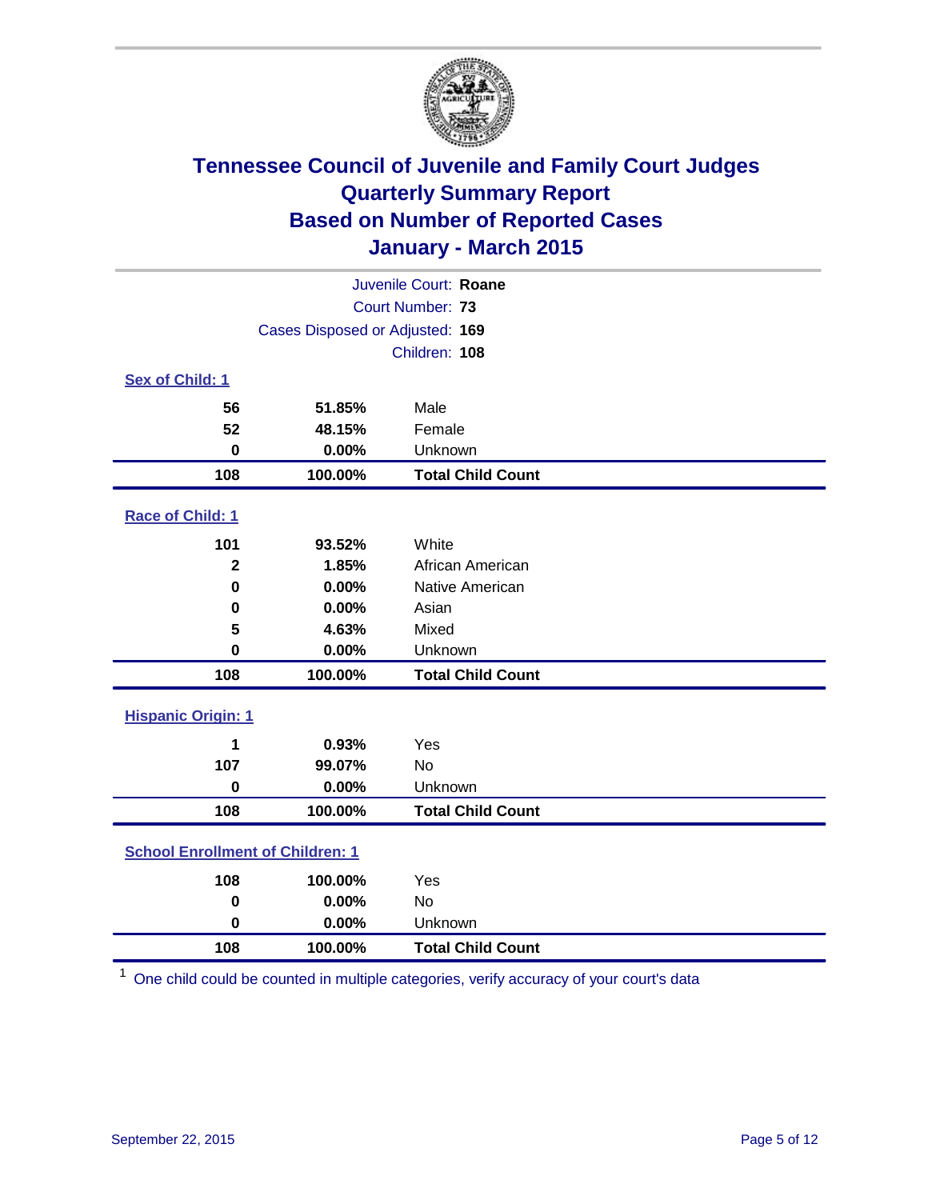# Tennessee Council of Juvenile and Family Court Judges
## Quarterly Summary Report
## Based on Number of Reported Cases
## January - March 2015

Juvenile Court: **Roane**

Court Number: **73**

Cases Disposed or Adjusted: **169**

Children: **108**

### Sex of Child: 1

| Count | Percent | Category |
|---|---|---|
| **56** | **51.85%** | Male |
| **52** | **48.15%** | Female |
| **0** | **0.00%** | Unknown |
| **108** | **100.00%** | **Total Child Count** |

### Race of Child: 1

| Count | Percent | Category |
|---|---|---|
| **101** | **93.52%** | White |
| **2** | **1.85%** | African American |
| **0** | **0.00%** | Native American |
| **0** | **0.00%** | Asian |
| **5** | **4.63%** | Mixed |
| **0** | **0.00%** | Unknown |
| **108** | **100.00%** | **Total Child Count** |

### Hispanic Origin: 1

| Count | Percent | Category |
|---|---|---|
| **1** | **0.93%** | Yes |
| **107** | **99.07%** | No |
| **0** | **0.00%** | Unknown |
| **108** | **100.00%** | **Total Child Count** |

### School Enrollment of Children: 1

| Count | Percent | Category |
|---|---|---|
| **108** | **100.00%** | Yes |
| **0** | **0.00%** | No |
| **0** | **0.00%** | Unknown |
| **108** | **100.00%** | **Total Child Count** |

[1] One child could be counted in multiple categories, verify accuracy of your court's data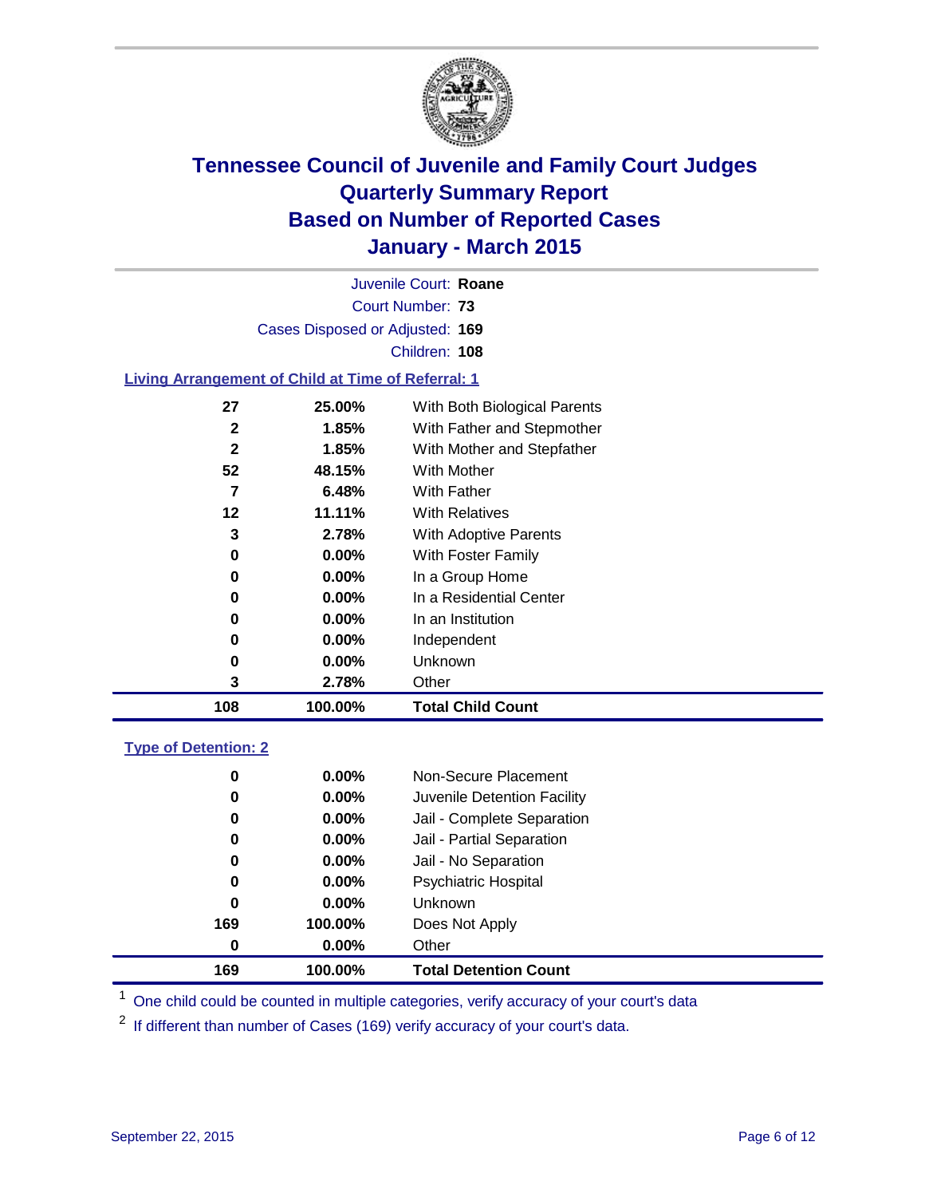# Tennessee Council of Juvenile and Family Court Judges
## Quarterly Summary Report
## Based on Number of Reported Cases
## January - March 2015

Juvenile Court: **Roane**

Court Number: **73**

Cases Disposed or Adjusted: **169**

Children: **108**

### Living Arrangement of Child at Time of Referral: 1

| Count | Percent | Category |
|---|---|---|
| 27 | 25.00% | With Both Biological Parents |
| 2 | 1.85% | With Father and Stepmother |
| 2 | 1.85% | With Mother and Stepfather |
| 52 | 48.15% | With Mother |
| 7 | 6.48% | With Father |
| 12 | 11.11% | With Relatives |
| 3 | 2.78% | With Adoptive Parents |
| 0 | 0.00% | With Foster Family |
| 0 | 0.00% | In a Group Home |
| 0 | 0.00% | In a Residential Center |
| 0 | 0.00% | In an Institution |
| 0 | 0.00% | Independent |
| 0 | 0.00% | Unknown |
| 3 | 2.78% | Other |
| **108** | **100.00%** | **Total Child Count** |

### Type of Detention: 2

| Count | Percent | Category |
|---|---|---|
| 0 | 0.00% | Non-Secure Placement |
| 0 | 0.00% | Juvenile Detention Facility |
| 0 | 0.00% | Jail - Complete Separation |
| 0 | 0.00% | Jail - Partial Separation |
| 0 | 0.00% | Jail - No Separation |
| 0 | 0.00% | Psychiatric Hospital |
| 0 | 0.00% | Unknown |
| 169 | 100.00% | Does Not Apply |
| 0 | 0.00% | Other |
| **169** | **100.00%** | **Total Detention Count** |

[1] One child could be counted in multiple categories, verify accuracy of your court's data

[2] If different than number of Cases (169) verify accuracy of your court's data.

September 22, 2015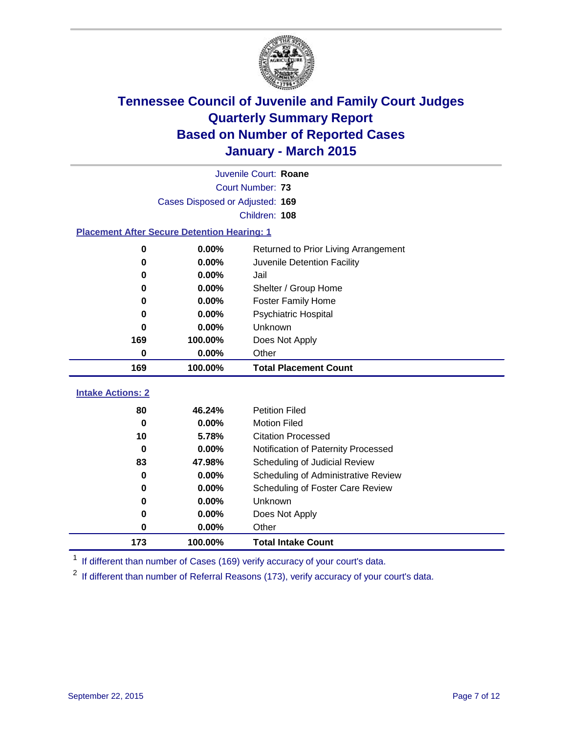# Tennessee Council of Juvenile and Family Court Judges
# Quarterly Summary Report
# Based on Number of Reported Cases
# January - March 2015

Juvenile Court: **Roane**

Court Number: **73**

Cases Disposed or Adjusted: **169**

Children: **108**

### Placement After Secure Detention Hearing: 1

| Count | Percent | Placement |
|---|---|---|
| 0 | 0.00% | Returned to Prior Living Arrangement |
| 0 | 0.00% | Juvenile Detention Facility |
| 0 | 0.00% | Jail |
| 0 | 0.00% | Shelter / Group Home |
| 0 | 0.00% | Foster Family Home |
| 0 | 0.00% | Psychiatric Hospital |
| 0 | 0.00% | Unknown |
| 169 | 100.00% | Does Not Apply |
| 0 | 0.00% | Other |
| **169** | **100.00%** | **Total Placement Count** |

### Intake Actions: 2

| Count | Percent | Intake Action |
|---|---|---|
| 80 | 46.24% | Petition Filed |
| 0 | 0.00% | Motion Filed |
| 10 | 5.78% | Citation Processed |
| 0 | 0.00% | Notification of Paternity Processed |
| 83 | 47.98% | Scheduling of Judicial Review |
| 0 | 0.00% | Scheduling of Administrative Review |
| 0 | 0.00% | Scheduling of Foster Care Review |
| 0 | 0.00% | Unknown |
| 0 | 0.00% | Does Not Apply |
| 0 | 0.00% | Other |
| **173** | **100.00%** | **Total Intake Count** |

[1] If different than number of Cases (169) verify accuracy of your court's data.

[2] If different than number of Referral Reasons (173), verify accuracy of your court's data.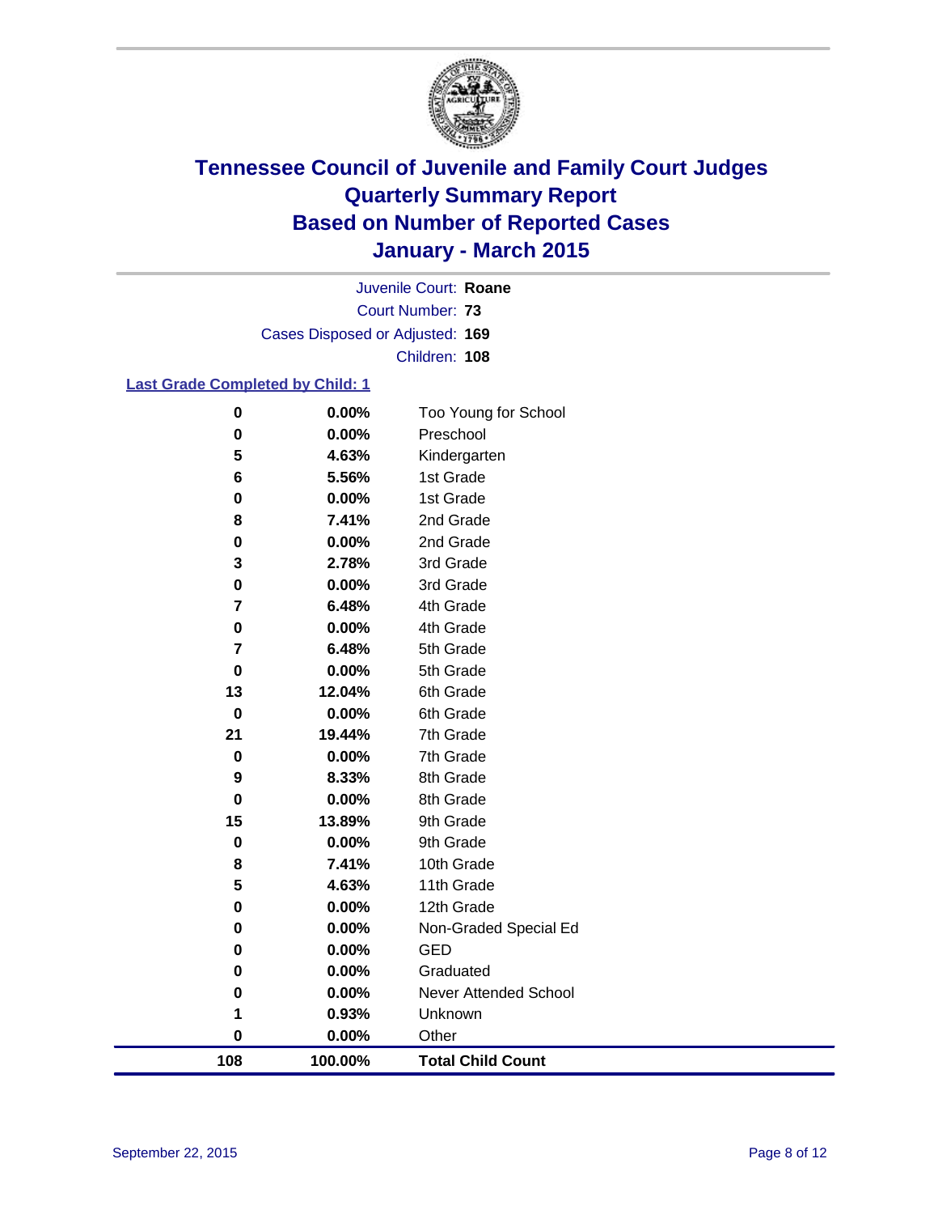# Tennessee Council of Juvenile and Family Court Judges
## Quarterly Summary Report
## Based on Number of Reported Cases
## January - March 2015

Juvenile Court: **Roane**
Court Number: **73**
Cases Disposed or Adjusted: **169**
Children: **108**

### Last Grade Completed by Child: 1

| Count | Percent | Grade |
|---|---|---|
| 0 | 0.00% | Too Young for School |
| 0 | 0.00% | Preschool |
| 5 | 4.63% | Kindergarten |
| 6 | 5.56% | 1st Grade |
| 0 | 0.00% | 1st Grade |
| 8 | 7.41% | 2nd Grade |
| 0 | 0.00% | 2nd Grade |
| 3 | 2.78% | 3rd Grade |
| 0 | 0.00% | 3rd Grade |
| 7 | 6.48% | 4th Grade |
| 0 | 0.00% | 4th Grade |
| 7 | 6.48% | 5th Grade |
| 0 | 0.00% | 5th Grade |
| 13 | 12.04% | 6th Grade |
| 0 | 0.00% | 6th Grade |
| 21 | 19.44% | 7th Grade |
| 0 | 0.00% | 7th Grade |
| 9 | 8.33% | 8th Grade |
| 0 | 0.00% | 8th Grade |
| 15 | 13.89% | 9th Grade |
| 0 | 0.00% | 9th Grade |
| 8 | 7.41% | 10th Grade |
| 5 | 4.63% | 11th Grade |
| 0 | 0.00% | 12th Grade |
| 0 | 0.00% | Non-Graded Special Ed |
| 0 | 0.00% | GED |
| 0 | 0.00% | Graduated |
| 0 | 0.00% | Never Attended School |
| 1 | 0.93% | Unknown |
| 0 | 0.00% | Other |
| **108** | **100.00%** | **Total Child Count** |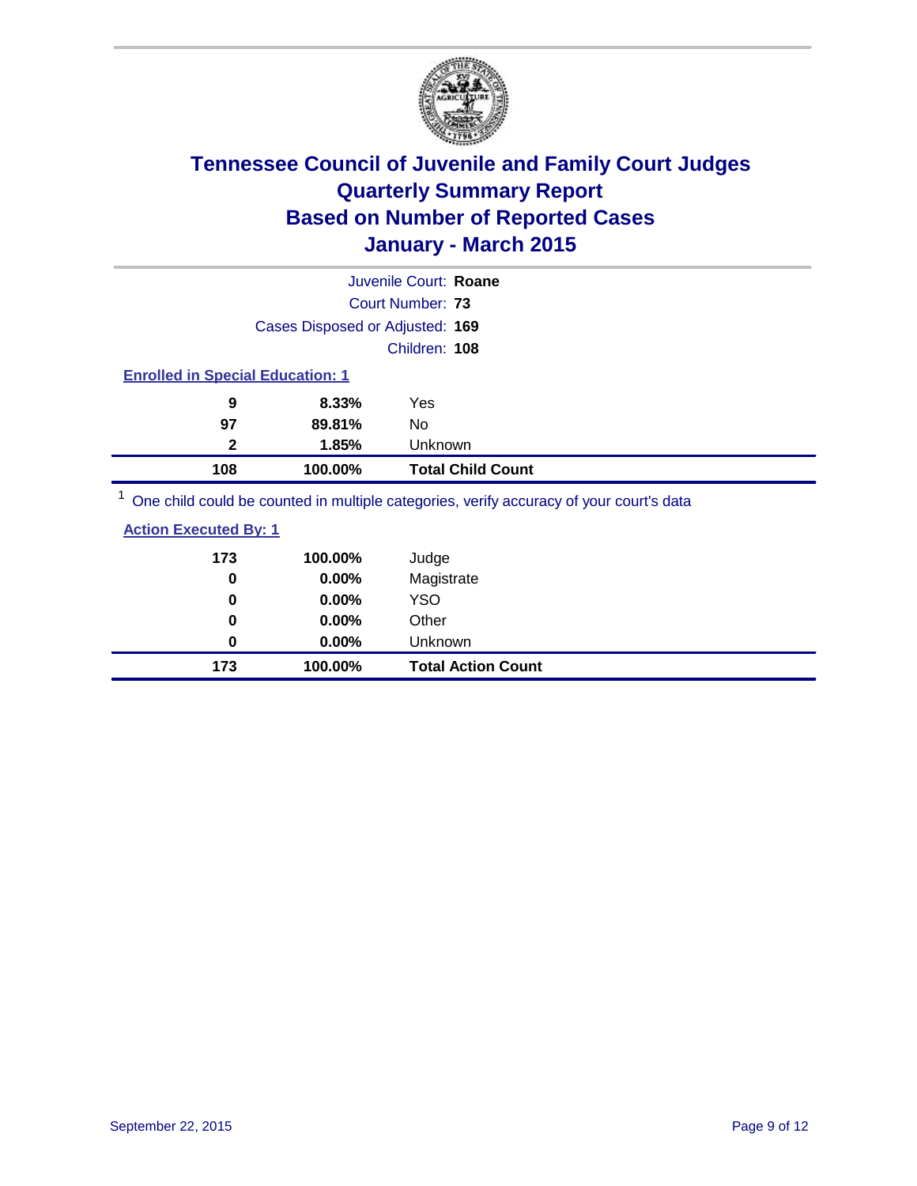# Tennessee Council of Juvenile and Family Court Judges
## Quarterly Summary Report
## Based on Number of Reported Cases
## January - March 2015

Juvenile Court: **Roane**

Court Number: **73**

Cases Disposed or Adjusted: **169**

Children: **108**

**Enrolled in Special Education: 1**

| Count | Percent | Category |
|---|---|---|
| 9 | 8.33% | Yes |
| 97 | 89.81% | No |
| 2 | 1.85% | Unknown |
| **108** | **100.00%** | **Total Child Count** |

[1] One child could be counted in multiple categories, verify accuracy of your court's data

**Action Executed By: 1**

| Count | Percent | Category |
|---|---|---|
| 173 | 100.00% | Judge |
| 0 | 0.00% | Magistrate |
| 0 | 0.00% | YSO |
| 0 | 0.00% | Other |
| 0 | 0.00% | Unknown |
| **173** | **100.00%** | **Total Action Count** |

September 22, 2015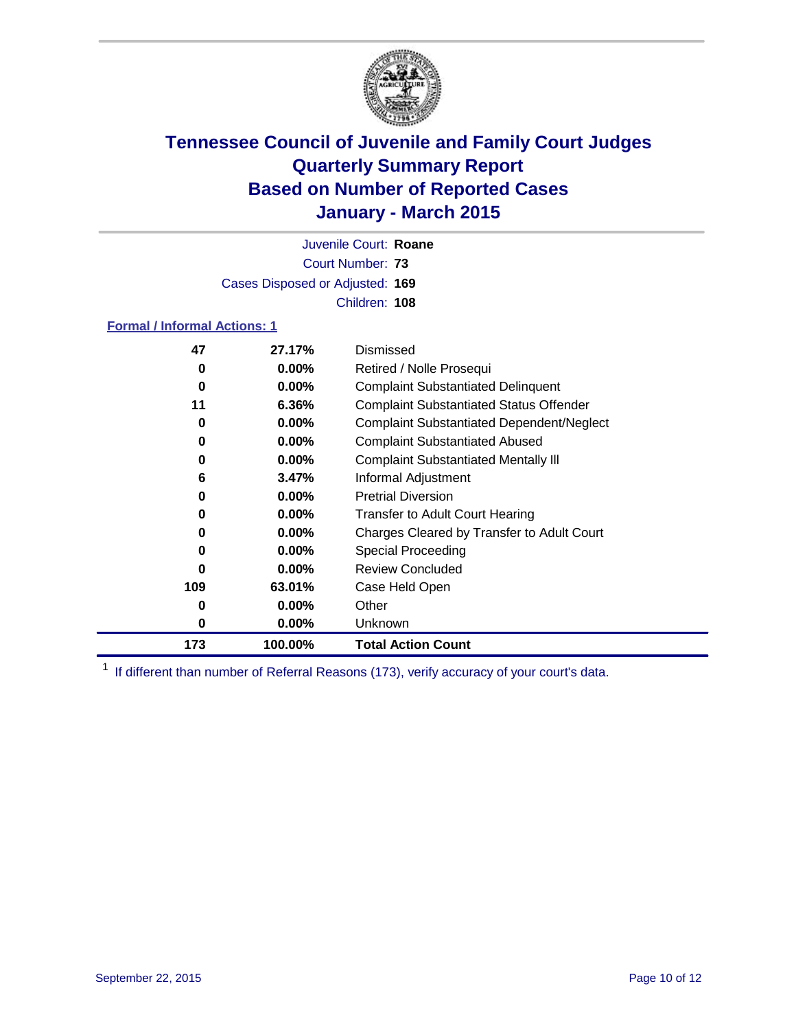# Tennessee Council of Juvenile and Family Court Judges
## Quarterly Summary Report
## Based on Number of Reported Cases
## January - March 2015

Juvenile Court: **Roane**

Court Number: **73**

Cases Disposed or Adjusted: **169**

Children: **108**

### Formal / Informal Actions: 1

| | | |
|---|---|---|
| **47** | **27.17%** | Dismissed |
| **0** | **0.00%** | Retired / Nolle Prosequi |
| **0** | **0.00%** | Complaint Substantiated Delinquent |
| **11** | **6.36%** | Complaint Substantiated Status Offender |
| **0** | **0.00%** | Complaint Substantiated Dependent/Neglect |
| **0** | **0.00%** | Complaint Substantiated Abused |
| **0** | **0.00%** | Complaint Substantiated Mentally Ill |
| **6** | **3.47%** | Informal Adjustment |
| **0** | **0.00%** | Pretrial Diversion |
| **0** | **0.00%** | Transfer to Adult Court Hearing |
| **0** | **0.00%** | Charges Cleared by Transfer to Adult Court |
| **0** | **0.00%** | Special Proceeding |
| **0** | **0.00%** | Review Concluded |
| **109** | **63.01%** | Case Held Open |
| **0** | **0.00%** | Other |
| **0** | **0.00%** | Unknown |
| **173** | **100.00%** | **Total Action Count** |

[1] If different than number of Referral Reasons (173), verify accuracy of your court's data.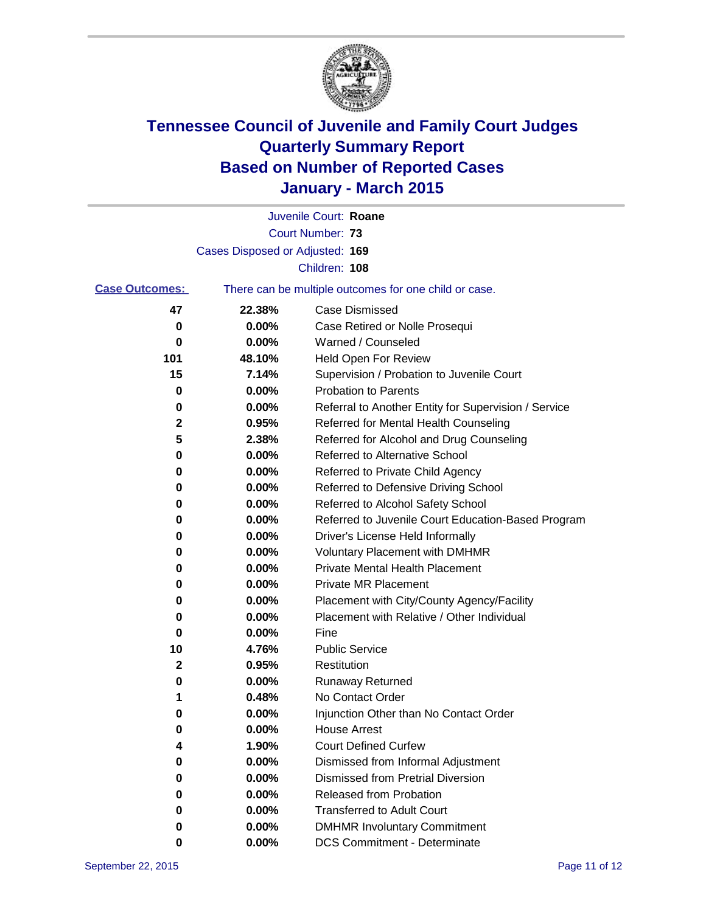# Tennessee Council of Juvenile and Family Court Judges
# Quarterly Summary Report
# Based on Number of Reported Cases
# January - March 2015

Juvenile Court: **Roane**

Court Number: **73**

Cases Disposed or Adjusted: **169**

Children: **108**

**Case Outcomes:** There can be multiple outcomes for one child or case.

| Count | Percent | Outcome |
|---|---|---|
| 47 | 22.38% | Case Dismissed |
| 0 | 0.00% | Case Retired or Nolle Prosequi |
| 0 | 0.00% | Warned / Counseled |
| 101 | 48.10% | Held Open For Review |
| 15 | 7.14% | Supervision / Probation to Juvenile Court |
| 0 | 0.00% | Probation to Parents |
| 0 | 0.00% | Referral to Another Entity for Supervision / Service |
| 2 | 0.95% | Referred for Mental Health Counseling |
| 5 | 2.38% | Referred for Alcohol and Drug Counseling |
| 0 | 0.00% | Referred to Alternative School |
| 0 | 0.00% | Referred to Private Child Agency |
| 0 | 0.00% | Referred to Defensive Driving School |
| 0 | 0.00% | Referred to Alcohol Safety School |
| 0 | 0.00% | Referred to Juvenile Court Education-Based Program |
| 0 | 0.00% | Driver's License Held Informally |
| 0 | 0.00% | Voluntary Placement with DMHMR |
| 0 | 0.00% | Private Mental Health Placement |
| 0 | 0.00% | Private MR Placement |
| 0 | 0.00% | Placement with City/County Agency/Facility |
| 0 | 0.00% | Placement with Relative / Other Individual |
| 0 | 0.00% | Fine |
| 10 | 4.76% | Public Service |
| 2 | 0.95% | Restitution |
| 0 | 0.00% | Runaway Returned |
| 1 | 0.48% | No Contact Order |
| 0 | 0.00% | Injunction Other than No Contact Order |
| 0 | 0.00% | House Arrest |
| 4 | 1.90% | Court Defined Curfew |
| 0 | 0.00% | Dismissed from Informal Adjustment |
| 0 | 0.00% | Dismissed from Pretrial Diversion |
| 0 | 0.00% | Released from Probation |
| 0 | 0.00% | Transferred to Adult Court |
| 0 | 0.00% | DMHMR Involuntary Commitment |
| 0 | 0.00% | DCS Commitment - Determinate |

September 22, 2015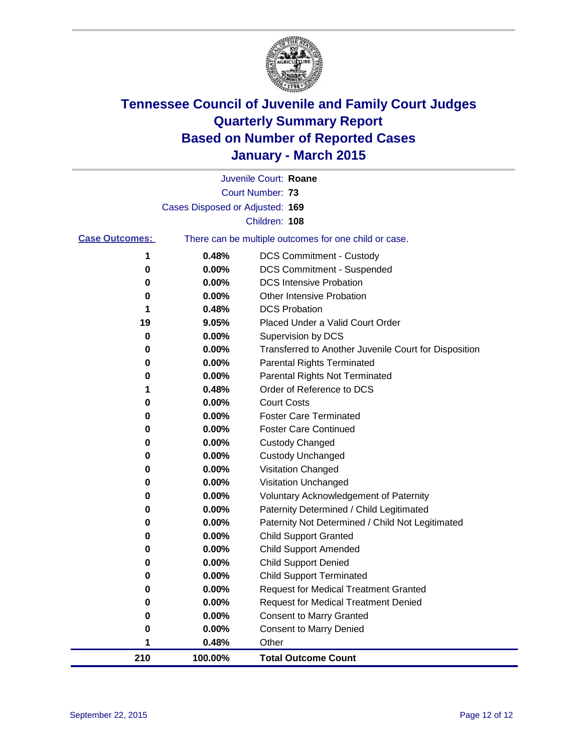# Tennessee Council of Juvenile and Family Court Judges
# Quarterly Summary Report
# Based on Number of Reported Cases
# January - March 2015

Juvenile Court: **Roane**

Court Number: **73**

Cases Disposed or Adjusted: **169**

Children: **108**

**Case Outcomes:** There can be multiple outcomes for one child or case.

| | | |
|---|---|---|
| 1 | 0.48% | DCS Commitment - Custody |
| 0 | 0.00% | DCS Commitment - Suspended |
| 0 | 0.00% | DCS Intensive Probation |
| 0 | 0.00% | Other Intensive Probation |
| 1 | 0.48% | DCS Probation |
| 19 | 9.05% | Placed Under a Valid Court Order |
| 0 | 0.00% | Supervision by DCS |
| 0 | 0.00% | Transferred to Another Juvenile Court for Disposition |
| 0 | 0.00% | Parental Rights Terminated |
| 0 | 0.00% | Parental Rights Not Terminated |
| 1 | 0.48% | Order of Reference to DCS |
| 0 | 0.00% | Court Costs |
| 0 | 0.00% | Foster Care Terminated |
| 0 | 0.00% | Foster Care Continued |
| 0 | 0.00% | Custody Changed |
| 0 | 0.00% | Custody Unchanged |
| 0 | 0.00% | Visitation Changed |
| 0 | 0.00% | Visitation Unchanged |
| 0 | 0.00% | Voluntary Acknowledgement of Paternity |
| 0 | 0.00% | Paternity Determined / Child Legitimated |
| 0 | 0.00% | Paternity Not Determined / Child Not Legitimated |
| 0 | 0.00% | Child Support Granted |
| 0 | 0.00% | Child Support Amended |
| 0 | 0.00% | Child Support Denied |
| 0 | 0.00% | Child Support Terminated |
| 0 | 0.00% | Request for Medical Treatment Granted |
| 0 | 0.00% | Request for Medical Treatment Denied |
| 0 | 0.00% | Consent to Marry Granted |
| 0 | 0.00% | Consent to Marry Denied |
| 1 | 0.48% | Other |
| **210** | **100.00%** | **Total Outcome Count** |